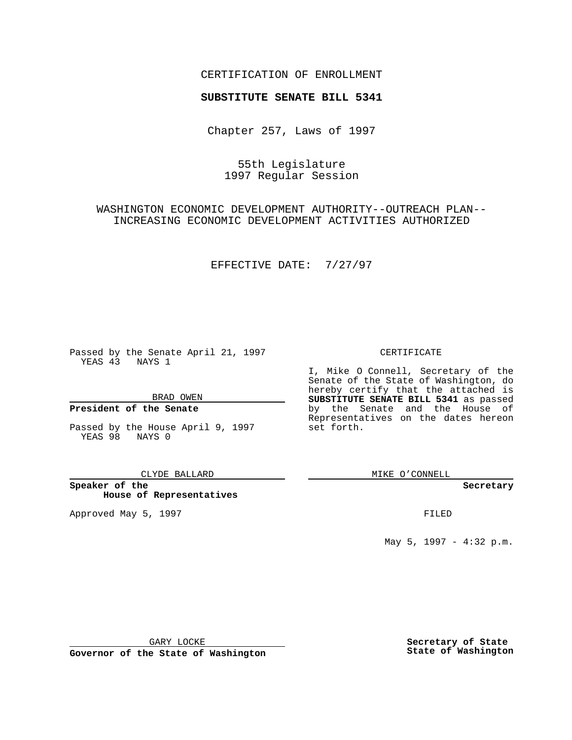CERTIFICATION OF ENROLLMENT

**SUBSTITUTE SENATE BILL 5341**

Chapter 257, Laws of 1997

55th Legislature
1997 Regular Session

WASHINGTON ECONOMIC DEVELOPMENT AUTHORITY--OUTREACH PLAN--INCREASING ECONOMIC DEVELOPMENT ACTIVITIES AUTHORIZED

EFFECTIVE DATE: 7/27/97

Passed by the Senate April 21, 1997
YEAS 43 NAYS 1

BRAD OWEN

**President of the Senate**

Passed by the House April 9, 1997
YEAS 98 NAYS 0

CLYDE BALLARD

**Speaker of the House of Representatives**

Approved May 5, 1997

GARY LOCKE

**Governor of the State of Washington**

CERTIFICATE

I, Mike O Connell, Secretary of the Senate of the State of Washington, do hereby certify that the attached is **SUBSTITUTE SENATE BILL 5341** as passed by the Senate and the House of Representatives on the dates hereon set forth.

MIKE O'CONNELL

**Secretary**

FILED

May 5, 1997 - 4:32 p.m.

**Secretary of State**
**State of Washington**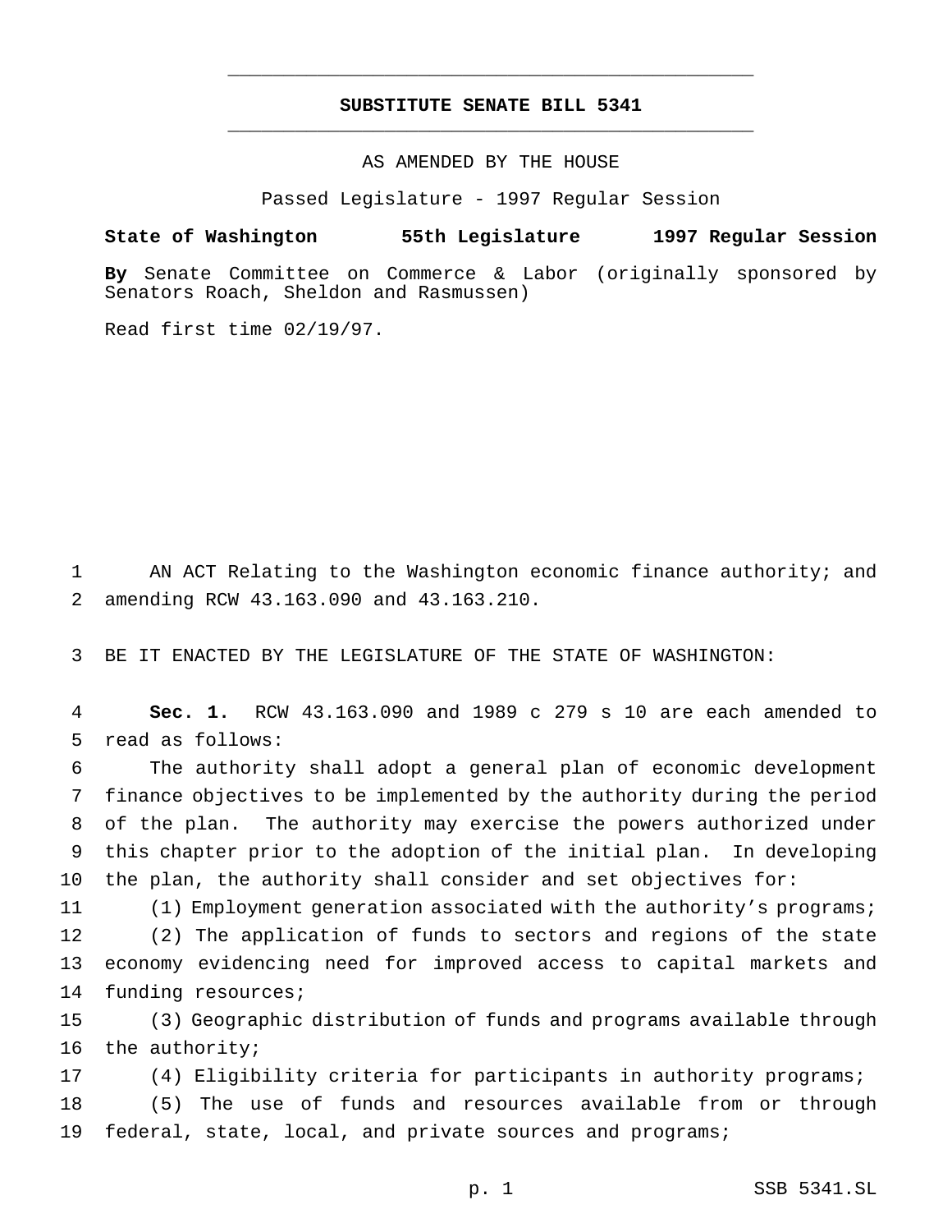# SUBSTITUTE SENATE BILL 5341

AS AMENDED BY THE HOUSE

Passed Legislature - 1997 Regular Session

**State of Washington 55th Legislature 1997 Regular Session**

**By** Senate Committee on Commerce & Labor (originally sponsored by Senators Roach, Sheldon and Rasmussen)

Read first time 02/19/97.

AN ACT Relating to the Washington economic finance authority; and amending RCW 43.163.090 and 43.163.210.

BE IT ENACTED BY THE LEGISLATURE OF THE STATE OF WASHINGTON:

**Sec. 1.** RCW 43.163.090 and 1989 c 279 s 10 are each amended to read as follows:

The authority shall adopt a general plan of economic development finance objectives to be implemented by the authority during the period of the plan. The authority may exercise the powers authorized under this chapter prior to the adoption of the initial plan. In developing the plan, the authority shall consider and set objectives for:

(1) Employment generation associated with the authority's programs;

(2) The application of funds to sectors and regions of the state economy evidencing need for improved access to capital markets and funding resources;

(3) Geographic distribution of funds and programs available through the authority;

(4) Eligibility criteria for participants in authority programs;

(5) The use of funds and resources available from or through federal, state, local, and private sources and programs;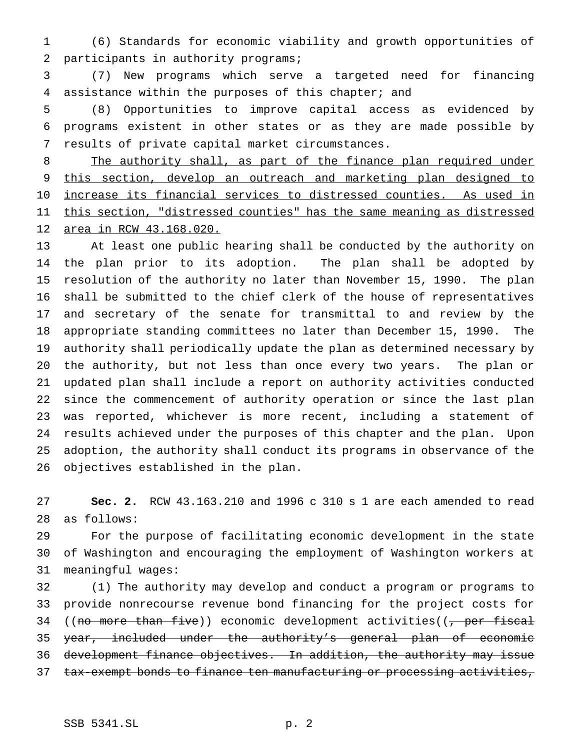(6) Standards for economic viability and growth opportunities of participants in authority programs;

(7) New programs which serve a targeted need for financing assistance within the purposes of this chapter; and

(8) Opportunities to improve capital access as evidenced by programs existent in other states or as they are made possible by results of private capital market circumstances.

<u>The authority shall, as part of the finance plan required under this section, develop an outreach and marketing plan designed to increase its financial services to distressed counties. As used in this section, "distressed counties" has the same meaning as distressed area in RCW 43.168.020.</u>

At least one public hearing shall be conducted by the authority on the plan prior to its adoption. The plan shall be adopted by resolution of the authority no later than November 15, 1990. The plan shall be submitted to the chief clerk of the house of representatives and secretary of the senate for transmittal to and review by the appropriate standing committees no later than December 15, 1990. The authority shall periodically update the plan as determined necessary by the authority, but not less than once every two years. The plan or updated plan shall include a report on authority activities conducted since the commencement of authority operation or since the last plan was reported, whichever is more recent, including a statement of results achieved under the purposes of this chapter and the plan. Upon adoption, the authority shall conduct its programs in observance of the objectives established in the plan.

**Sec. 2.** RCW 43.163.210 and 1996 c 310 s 1 are each amended to read as follows:

For the purpose of facilitating economic development in the state of Washington and encouraging the employment of Washington workers at meaningful wages:

(1) The authority may develop and conduct a program or programs to provide nonrecourse revenue bond financing for the project costs for ((~~no more than five~~)) economic development activities((~~, per fiscal year, included under the authority's general plan of economic development finance objectives. In addition, the authority may issue tax-exempt bonds to finance ten manufacturing or processing activities,~~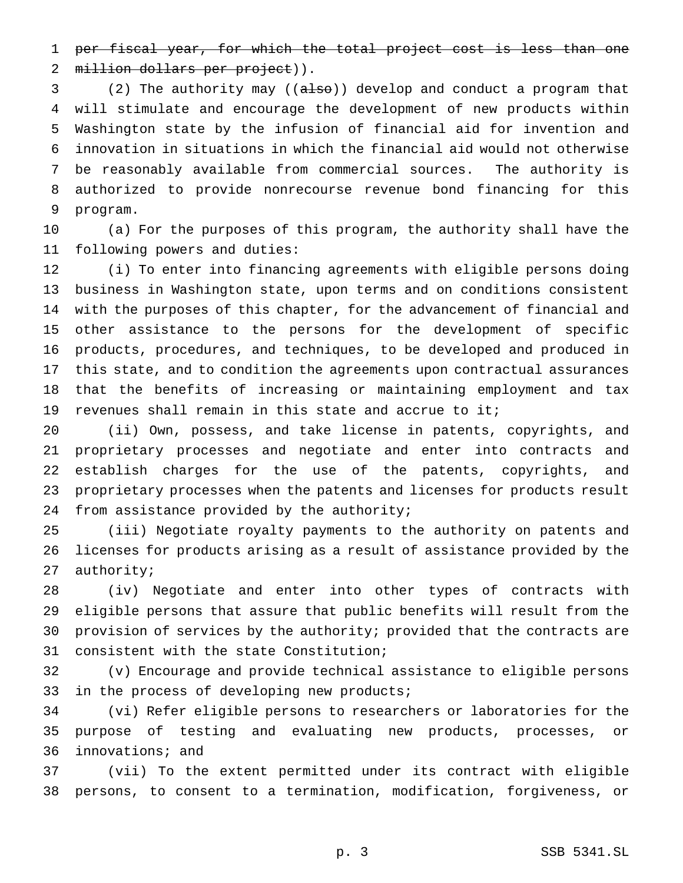~~per fiscal year, for which the total project cost is less than one million dollars per project~~)).

(2) The authority may ((~~also~~)) develop and conduct a program that will stimulate and encourage the development of new products within Washington state by the infusion of financial aid for invention and innovation in situations in which the financial aid would not otherwise be reasonably available from commercial sources. The authority is authorized to provide nonrecourse revenue bond financing for this program.

(a) For the purposes of this program, the authority shall have the following powers and duties:

(i) To enter into financing agreements with eligible persons doing business in Washington state, upon terms and on conditions consistent with the purposes of this chapter, for the advancement of financial and other assistance to the persons for the development of specific products, procedures, and techniques, to be developed and produced in this state, and to condition the agreements upon contractual assurances that the benefits of increasing or maintaining employment and tax revenues shall remain in this state and accrue to it;

(ii) Own, possess, and take license in patents, copyrights, and proprietary processes and negotiate and enter into contracts and establish charges for the use of the patents, copyrights, and proprietary processes when the patents and licenses for products result from assistance provided by the authority;

(iii) Negotiate royalty payments to the authority on patents and licenses for products arising as a result of assistance provided by the authority;

(iv) Negotiate and enter into other types of contracts with eligible persons that assure that public benefits will result from the provision of services by the authority; provided that the contracts are consistent with the state Constitution;

(v) Encourage and provide technical assistance to eligible persons in the process of developing new products;

(vi) Refer eligible persons to researchers or laboratories for the purpose of testing and evaluating new products, processes, or innovations; and

(vii) To the extent permitted under its contract with eligible persons, to consent to a termination, modification, forgiveness, or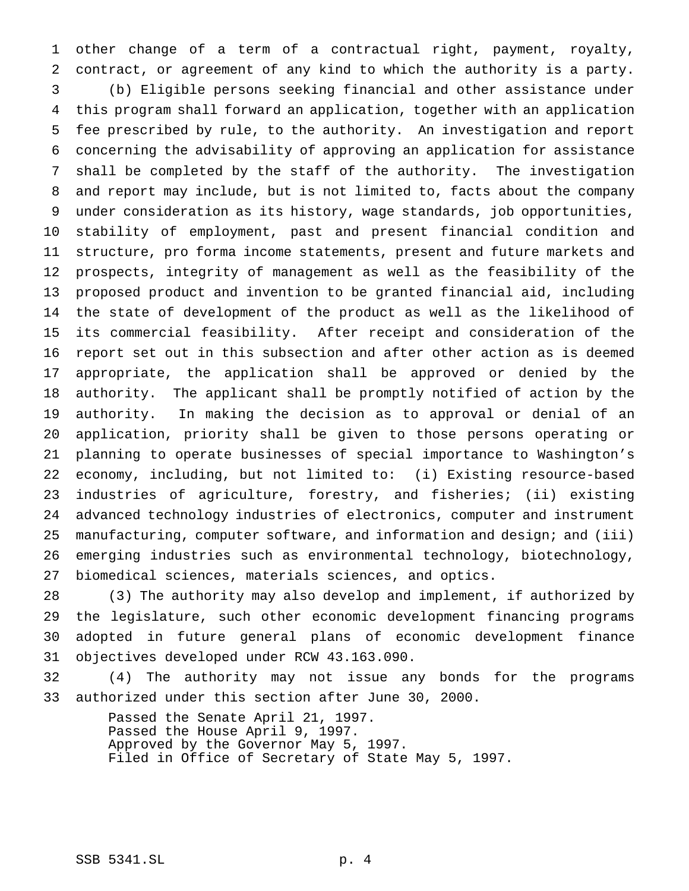other change of a term of a contractual right, payment, royalty, contract, or agreement of any kind to which the authority is a party.

(b) Eligible persons seeking financial and other assistance under this program shall forward an application, together with an application fee prescribed by rule, to the authority. An investigation and report concerning the advisability of approving an application for assistance shall be completed by the staff of the authority. The investigation and report may include, but is not limited to, facts about the company under consideration as its history, wage standards, job opportunities, stability of employment, past and present financial condition and structure, pro forma income statements, present and future markets and prospects, integrity of management as well as the feasibility of the proposed product and invention to be granted financial aid, including the state of development of the product as well as the likelihood of its commercial feasibility. After receipt and consideration of the report set out in this subsection and after other action as is deemed appropriate, the application shall be approved or denied by the authority. The applicant shall be promptly notified of action by the authority. In making the decision as to approval or denial of an application, priority shall be given to those persons operating or planning to operate businesses of special importance to Washington's economy, including, but not limited to: (i) Existing resource-based industries of agriculture, forestry, and fisheries; (ii) existing advanced technology industries of electronics, computer and instrument manufacturing, computer software, and information and design; and (iii) emerging industries such as environmental technology, biotechnology, biomedical sciences, materials sciences, and optics.

(3) The authority may also develop and implement, if authorized by the legislature, such other economic development financing programs adopted in future general plans of economic development finance objectives developed under RCW 43.163.090.

(4) The authority may not issue any bonds for the programs authorized under this section after June 30, 2000.

Passed the Senate April 21, 1997.
Passed the House April 9, 1997.
Approved by the Governor May 5, 1997.
Filed in Office of Secretary of State May 5, 1997.